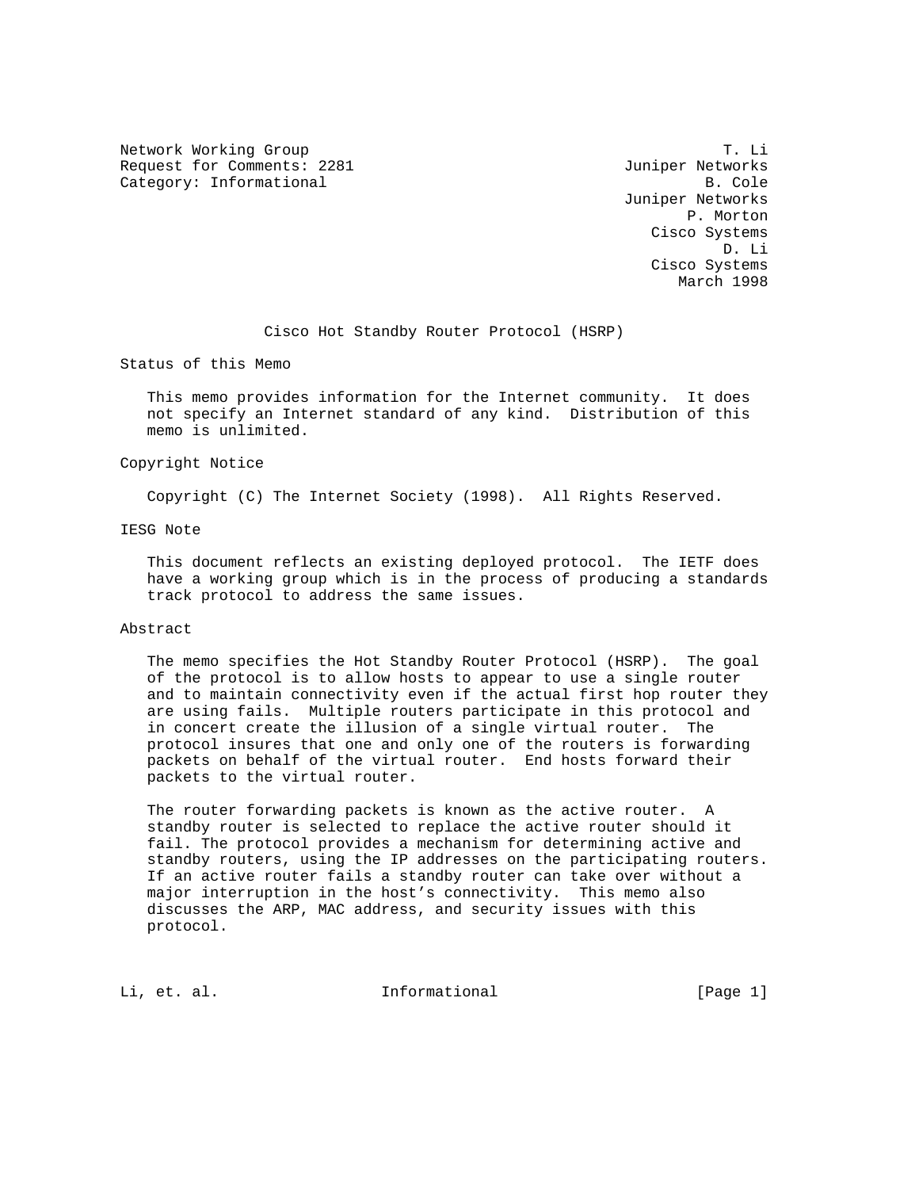Network Working Group  
Request for Comments: 2281  
Category: Informational

T. Li  
Juniper Networks  
B. Cole  
Juniper Networks  
P. Morton  
Cisco Systems  
D. Li  
Cisco Systems  
March 1998

# Cisco Hot Standby Router Protocol (HSRP)

## Status of this Memo

This memo provides information for the Internet community. It does not specify an Internet standard of any kind. Distribution of this memo is unlimited.

## Copyright Notice

Copyright (C) The Internet Society (1998). All Rights Reserved.

## IESG Note

This document reflects an existing deployed protocol. The IETF does have a working group which is in the process of producing a standards track protocol to address the same issues.

## Abstract

The memo specifies the Hot Standby Router Protocol (HSRP). The goal of the protocol is to allow hosts to appear to use a single router and to maintain connectivity even if the actual first hop router they are using fails. Multiple routers participate in this protocol and in concert create the illusion of a single virtual router. The protocol insures that one and only one of the routers is forwarding packets on behalf of the virtual router. End hosts forward their packets to the virtual router.

The router forwarding packets is known as the active router. A standby router is selected to replace the active router should it fail. The protocol provides a mechanism for determining active and standby routers, using the IP addresses on the participating routers. If an active router fails a standby router can take over without a major interruption in the host's connectivity. This memo also discusses the ARP, MAC address, and security issues with this protocol.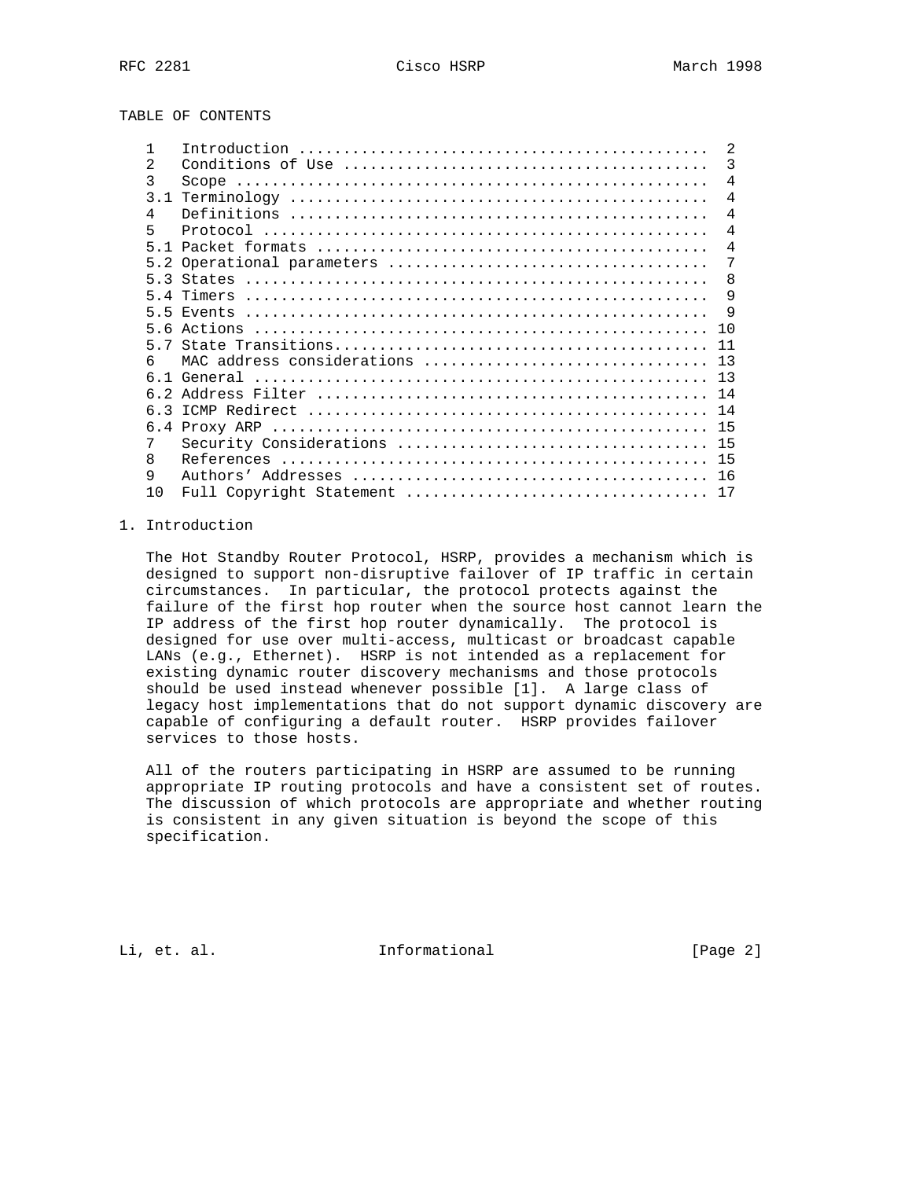TABLE OF CONTENTS

| | | |
|---|---|---|
| 1 | Introduction | 2 |
| 2 | Conditions of Use | 3 |
| 3 | Scope | 4 |
| 3.1 | Terminology | 4 |
| 4 | Definitions | 4 |
| 5 | Protocol | 4 |
| 5.1 | Packet formats | 4 |
| 5.2 | Operational parameters | 7 |
| 5.3 | States | 8 |
| 5.4 | Timers | 9 |
| 5.5 | Events | 9 |
| 5.6 | Actions | 10 |
| 5.7 | State Transitions | 11 |
| 6 | MAC address considerations | 13 |
| 6.1 | General | 13 |
| 6.2 | Address Filter | 14 |
| 6.3 | ICMP Redirect | 14 |
| 6.4 | Proxy ARP | 15 |
| 7 | Security Considerations | 15 |
| 8 | References | 15 |
| 9 | Authors' Addresses | 16 |
| 10 | Full Copyright Statement | 17 |

# 1. Introduction

The Hot Standby Router Protocol, HSRP, provides a mechanism which is designed to support non-disruptive failover of IP traffic in certain circumstances. In particular, the protocol protects against the failure of the first hop router when the source host cannot learn the IP address of the first hop router dynamically. The protocol is designed for use over multi-access, multicast or broadcast capable LANs (e.g., Ethernet). HSRP is not intended as a replacement for existing dynamic router discovery mechanisms and those protocols should be used instead whenever possible [1]. A large class of legacy host implementations that do not support dynamic discovery are capable of configuring a default router. HSRP provides failover services to those hosts.

All of the routers participating in HSRP are assumed to be running appropriate IP routing protocols and have a consistent set of routes. The discussion of which protocols are appropriate and whether routing is consistent in any given situation is beyond the scope of this specification.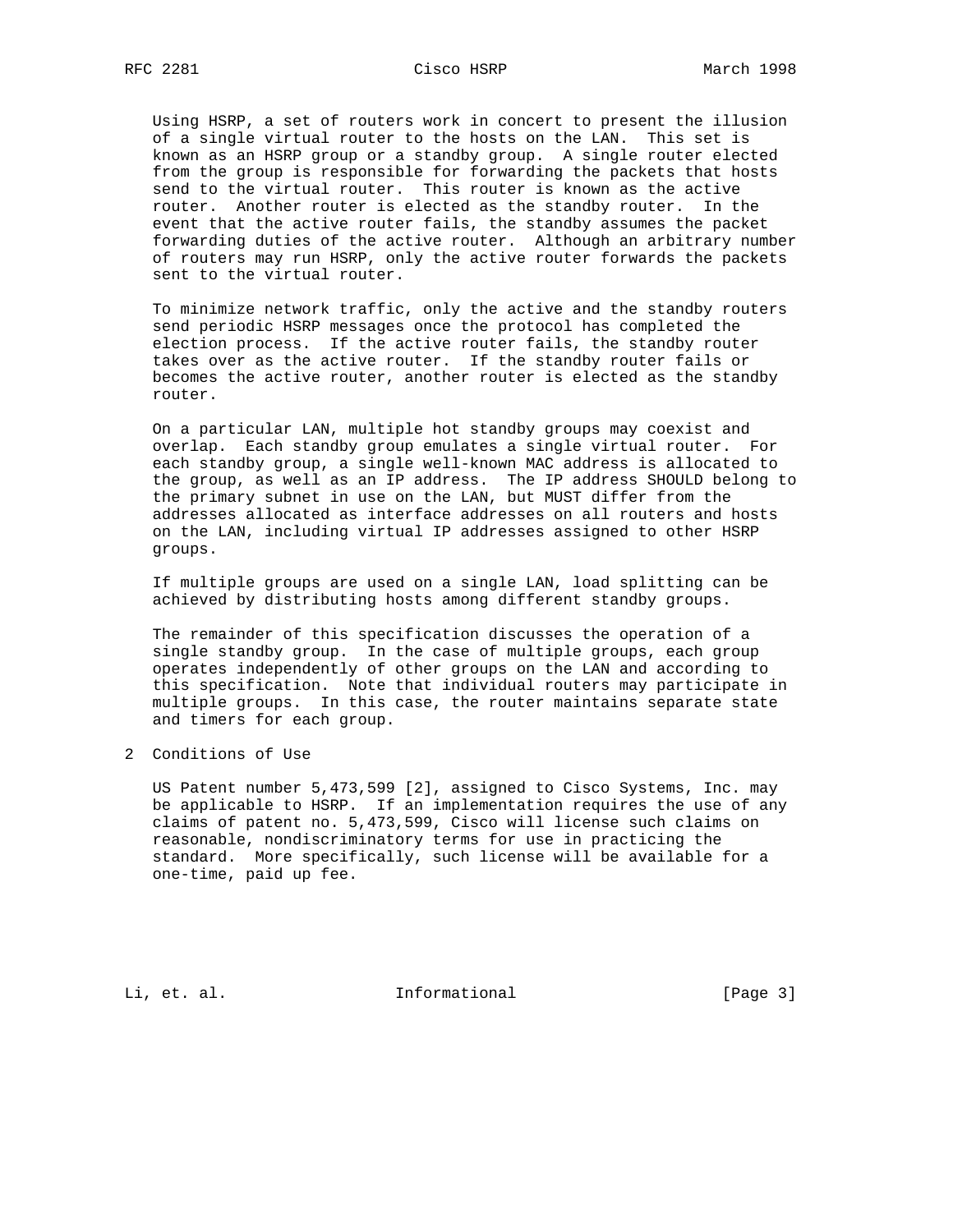Using HSRP, a set of routers work in concert to present the illusion of a single virtual router to the hosts on the LAN. This set is known as an HSRP group or a standby group. A single router elected from the group is responsible for forwarding the packets that hosts send to the virtual router. This router is known as the active router. Another router is elected as the standby router. In the event that the active router fails, the standby assumes the packet forwarding duties of the active router. Although an arbitrary number of routers may run HSRP, only the active router forwards the packets sent to the virtual router.

To minimize network traffic, only the active and the standby routers send periodic HSRP messages once the protocol has completed the election process. If the active router fails, the standby router takes over as the active router. If the standby router fails or becomes the active router, another router is elected as the standby router.

On a particular LAN, multiple hot standby groups may coexist and overlap. Each standby group emulates a single virtual router. For each standby group, a single well-known MAC address is allocated to the group, as well as an IP address. The IP address SHOULD belong to the primary subnet in use on the LAN, but MUST differ from the addresses allocated as interface addresses on all routers and hosts on the LAN, including virtual IP addresses assigned to other HSRP groups.

If multiple groups are used on a single LAN, load splitting can be achieved by distributing hosts among different standby groups.

The remainder of this specification discusses the operation of a single standby group. In the case of multiple groups, each group operates independently of other groups on the LAN and according to this specification. Note that individual routers may participate in multiple groups. In this case, the router maintains separate state and timers for each group.

## 2 Conditions of Use

US Patent number 5,473,599 [2], assigned to Cisco Systems, Inc. may be applicable to HSRP. If an implementation requires the use of any claims of patent no. 5,473,599, Cisco will license such claims on reasonable, nondiscriminatory terms for use in practicing the standard. More specifically, such license will be available for a one-time, paid up fee.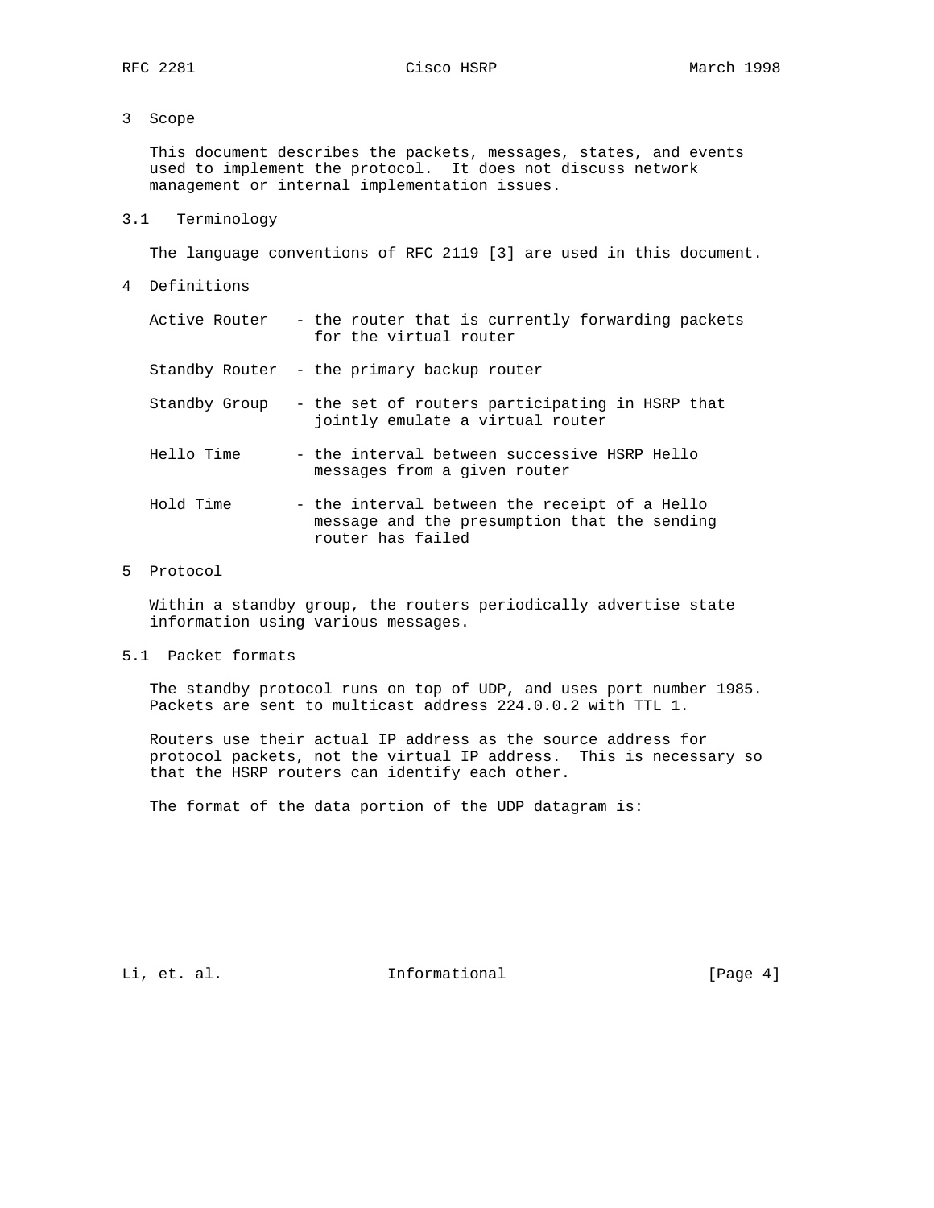# 3 Scope

This document describes the packets, messages, states, and events used to implement the protocol. It does not discuss network management or internal implementation issues.

## 3.1 Terminology

The language conventions of RFC 2119 [3] are used in this document.

# 4 Definitions

- **Active Router** - the router that is currently forwarding packets for the virtual router
- **Standby Router** - the primary backup router
- **Standby Group** - the set of routers participating in HSRP that jointly emulate a virtual router
- **Hello Time** - the interval between successive HSRP Hello messages from a given router
- **Hold Time** - the interval between the receipt of a Hello message and the presumption that the sending router has failed

# 5 Protocol

Within a standby group, the routers periodically advertise state information using various messages.

## 5.1 Packet formats

The standby protocol runs on top of UDP, and uses port number 1985. Packets are sent to multicast address 224.0.0.2 with TTL 1.

Routers use their actual IP address as the source address for protocol packets, not the virtual IP address. This is necessary so that the HSRP routers can identify each other.

The format of the data portion of the UDP datagram is: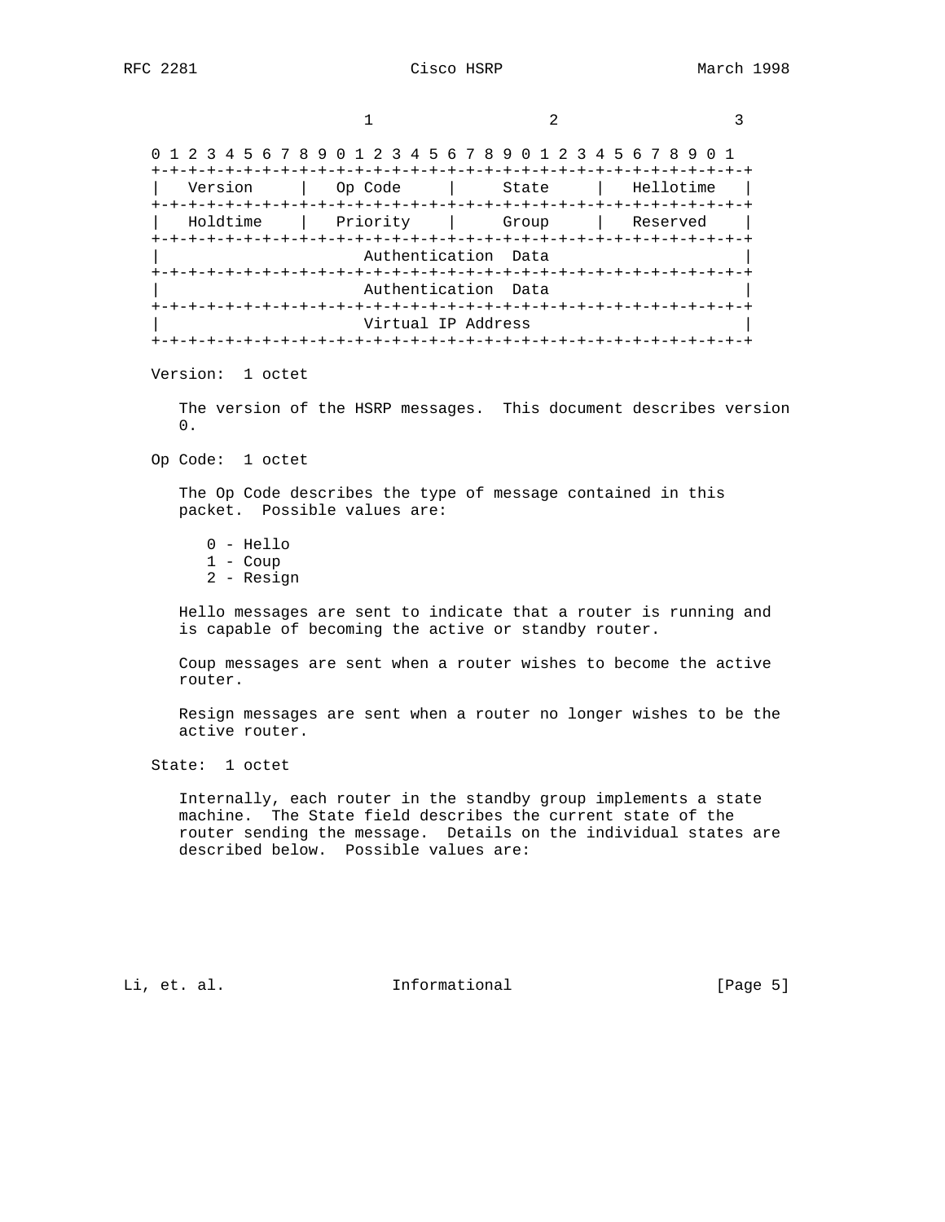```
                        1                   2                   3
    0 1 2 3 4 5 6 7 8 9 0 1 2 3 4 5 6 7 8 9 0 1 2 3 4 5 6 7 8 9 0 1
   +-+-+-+-+-+-+-+-+-+-+-+-+-+-+-+-+-+-+-+-+-+-+-+-+-+-+-+-+-+-+-+-+
   |   Version     |   Op Code     |     State     |   Hellotime   |
   +-+-+-+-+-+-+-+-+-+-+-+-+-+-+-+-+-+-+-+-+-+-+-+-+-+-+-+-+-+-+-+-+
   |   Holdtime    |   Priority    |     Group     |   Reserved    |
   +-+-+-+-+-+-+-+-+-+-+-+-+-+-+-+-+-+-+-+-+-+-+-+-+-+-+-+-+-+-+-+-+
   |                      Authentication  Data                     |
   +-+-+-+-+-+-+-+-+-+-+-+-+-+-+-+-+-+-+-+-+-+-+-+-+-+-+-+-+-+-+-+-+
   |                      Authentication  Data                     |
   +-+-+-+-+-+-+-+-+-+-+-+-+-+-+-+-+-+-+-+-+-+-+-+-+-+-+-+-+-+-+-+-+
   |                      Virtual IP Address                       |
   +-+-+-+-+-+-+-+-+-+-+-+-+-+-+-+-+-+-+-+-+-+-+-+-+-+-+-+-+-+-+-+-+
```

Version: 1 octet

The version of the HSRP messages. This document describes version 0.

Op Code: 1 octet

The Op Code describes the type of message contained in this packet. Possible values are:

0 - Hello
1 - Coup
2 - Resign

Hello messages are sent to indicate that a router is running and is capable of becoming the active or standby router.

Coup messages are sent when a router wishes to become the active router.

Resign messages are sent when a router no longer wishes to be the active router.

State: 1 octet

Internally, each router in the standby group implements a state machine. The State field describes the current state of the router sending the message. Details on the individual states are described below. Possible values are: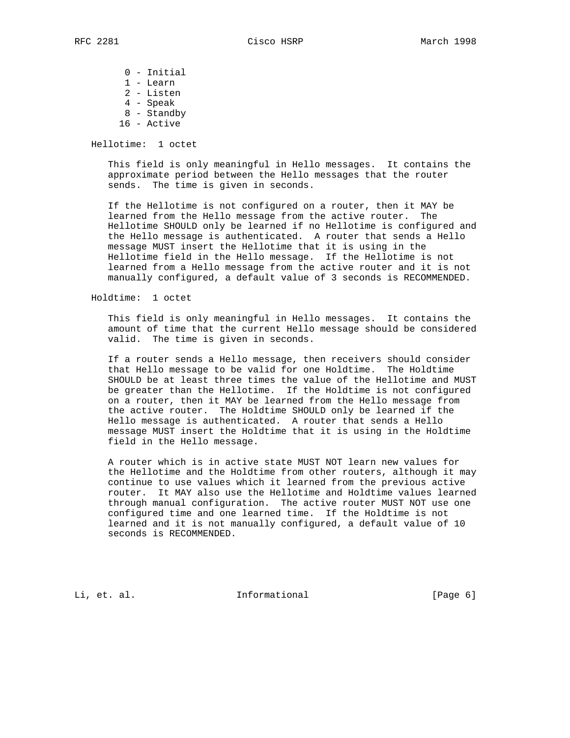0 - Initial
1 - Learn
2 - Listen
4 - Speak
8 - Standby
16 - Active

Hellotime: 1 octet

This field is only meaningful in Hello messages. It contains the approximate period between the Hello messages that the router sends. The time is given in seconds.

If the Hellotime is not configured on a router, then it MAY be learned from the Hello message from the active router. The Hellotime SHOULD only be learned if no Hellotime is configured and the Hello message is authenticated. A router that sends a Hello message MUST insert the Hellotime that it is using in the Hellotime field in the Hello message. If the Hellotime is not learned from a Hello message from the active router and it is not manually configured, a default value of 3 seconds is RECOMMENDED.

Holdtime: 1 octet

This field is only meaningful in Hello messages. It contains the amount of time that the current Hello message should be considered valid. The time is given in seconds.

If a router sends a Hello message, then receivers should consider that Hello message to be valid for one Holdtime. The Holdtime SHOULD be at least three times the value of the Hellotime and MUST be greater than the Hellotime. If the Holdtime is not configured on a router, then it MAY be learned from the Hello message from the active router. The Holdtime SHOULD only be learned if the Hello message is authenticated. A router that sends a Hello message MUST insert the Holdtime that it is using in the Holdtime field in the Hello message.

A router which is in active state MUST NOT learn new values for the Hellotime and the Holdtime from other routers, although it may continue to use values which it learned from the previous active router. It MAY also use the Hellotime and Holdtime values learned through manual configuration. The active router MUST NOT use one configured time and one learned time. If the Holdtime is not learned and it is not manually configured, a default value of 10 seconds is RECOMMENDED.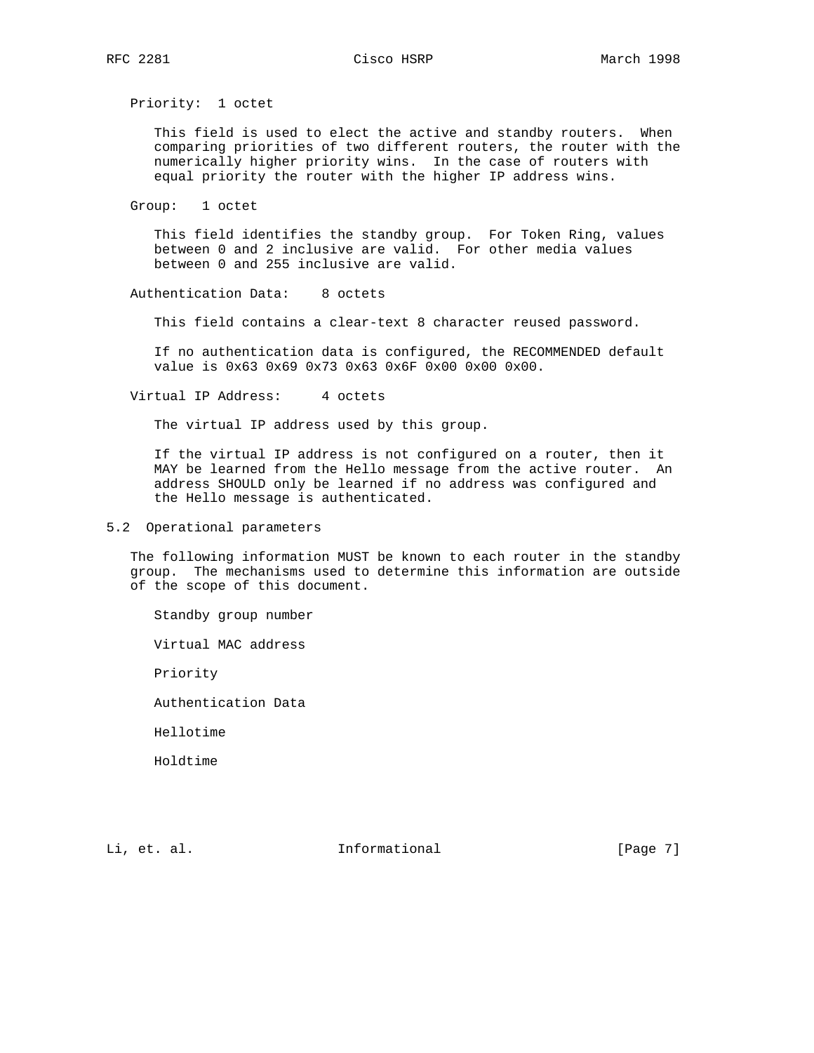Priority: 1 octet

This field is used to elect the active and standby routers. When comparing priorities of two different routers, the router with the numerically higher priority wins. In the case of routers with equal priority the router with the higher IP address wins.

Group: 1 octet

This field identifies the standby group. For Token Ring, values between 0 and 2 inclusive are valid. For other media values between 0 and 255 inclusive are valid.

Authentication Data: 8 octets

This field contains a clear-text 8 character reused password.

If no authentication data is configured, the RECOMMENDED default value is 0x63 0x69 0x73 0x63 0x6F 0x00 0x00 0x00.

Virtual IP Address: 4 octets

The virtual IP address used by this group.

If the virtual IP address is not configured on a router, then it MAY be learned from the Hello message from the active router. An address SHOULD only be learned if no address was configured and the Hello message is authenticated.

## 5.2 Operational parameters

The following information MUST be known to each router in the standby group. The mechanisms used to determine this information are outside of the scope of this document.

Standby group number

Virtual MAC address

Priority

Authentication Data

Hellotime

Holdtime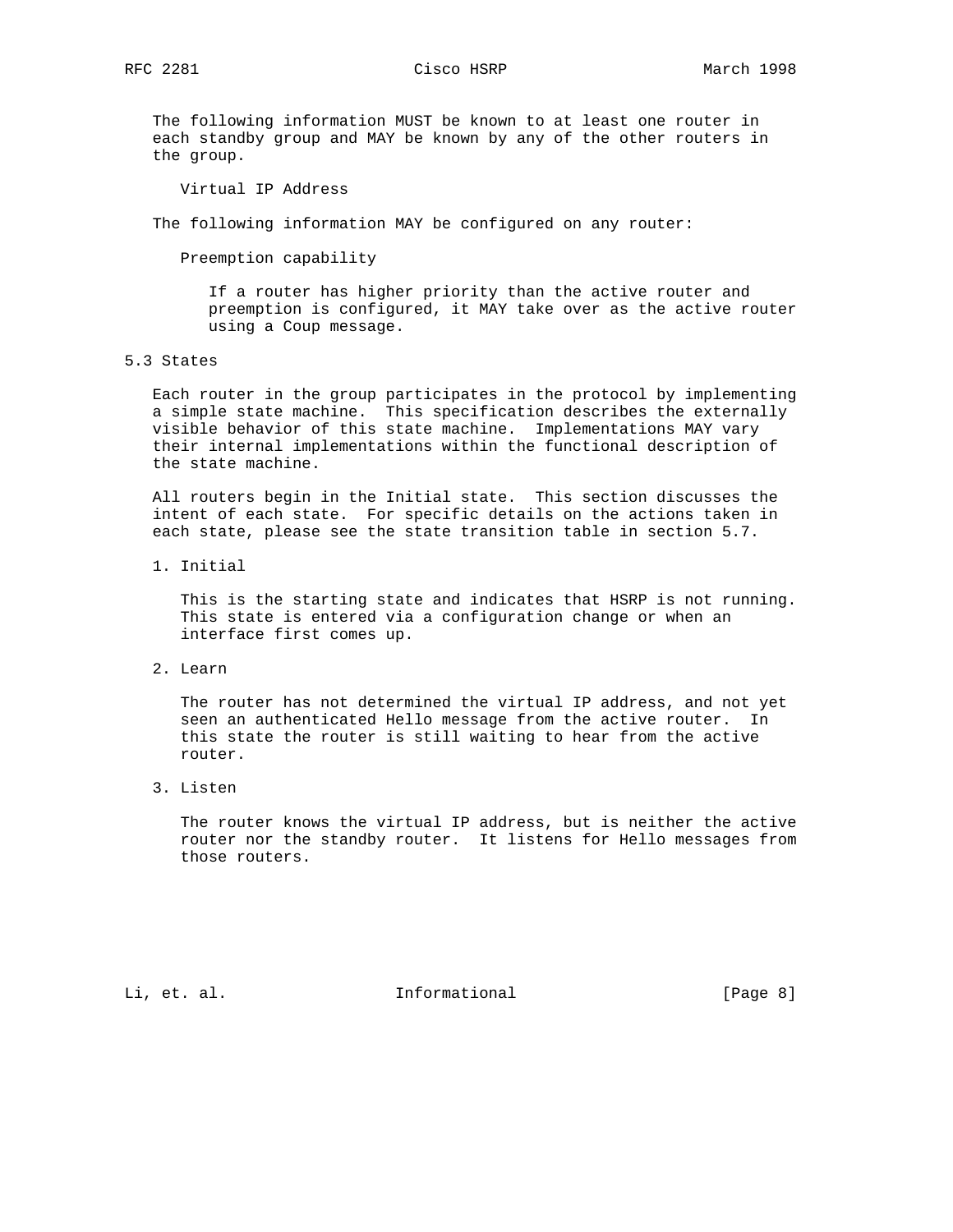The following information MUST be known to at least one router in each standby group and MAY be known by any of the other routers in the group.

Virtual IP Address

The following information MAY be configured on any router:

Preemption capability

If a router has higher priority than the active router and preemption is configured, it MAY take over as the active router using a Coup message.

## 5.3 States

Each router in the group participates in the protocol by implementing a simple state machine. This specification describes the externally visible behavior of this state machine. Implementations MAY vary their internal implementations within the functional description of the state machine.

All routers begin in the Initial state. This section discusses the intent of each state. For specific details on the actions taken in each state, please see the state transition table in section 5.7.

1. Initial

   This is the starting state and indicates that HSRP is not running. This state is entered via a configuration change or when an interface first comes up.

2. Learn

   The router has not determined the virtual IP address, and not yet seen an authenticated Hello message from the active router. In this state the router is still waiting to hear from the active router.

3. Listen

   The router knows the virtual IP address, but is neither the active router nor the standby router. It listens for Hello messages from those routers.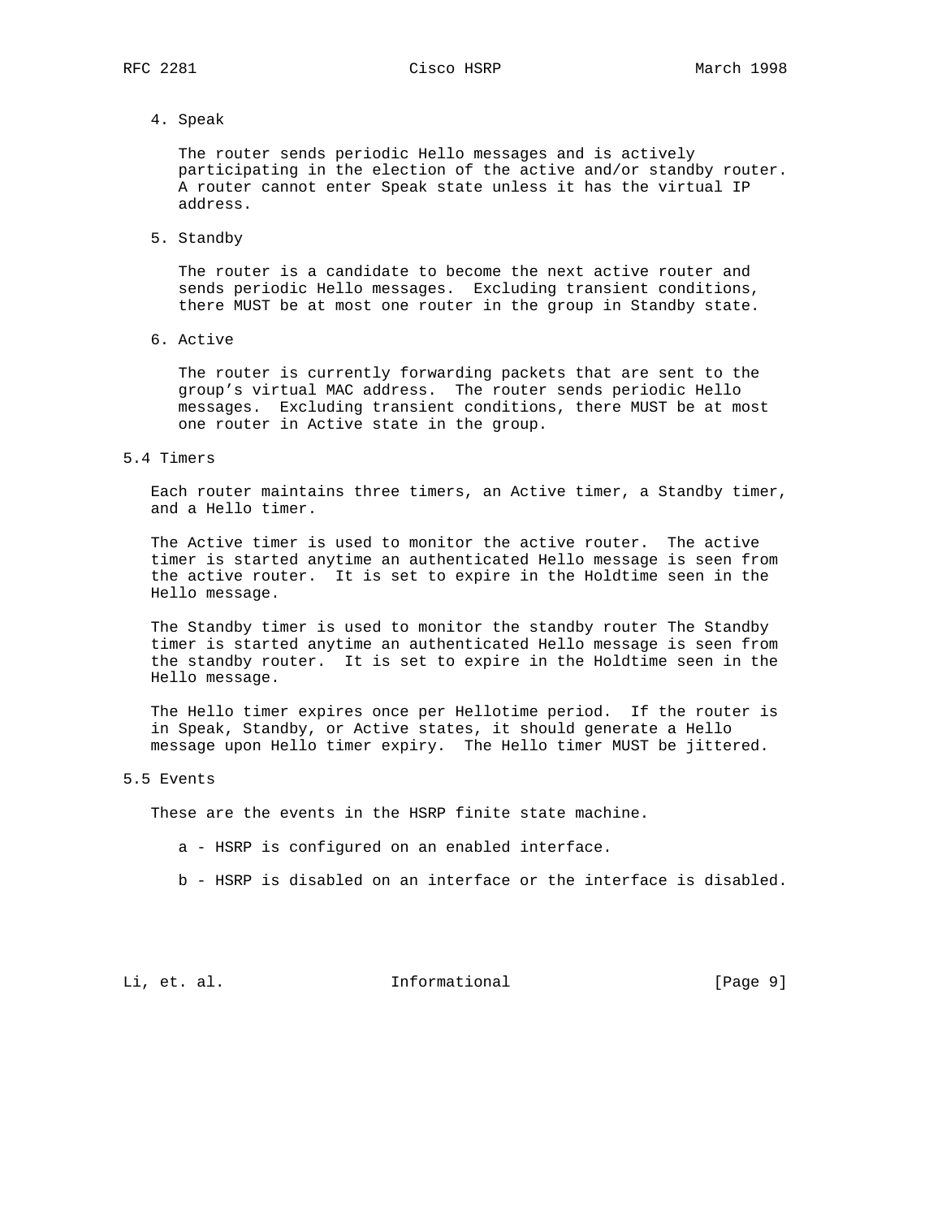4. Speak

   The router sends periodic Hello messages and is actively participating in the election of the active and/or standby router. A router cannot enter Speak state unless it has the virtual IP address.

5. Standby

   The router is a candidate to become the next active router and sends periodic Hello messages. Excluding transient conditions, there MUST be at most one router in the group in Standby state.

6. Active

   The router is currently forwarding packets that are sent to the group's virtual MAC address. The router sends periodic Hello messages. Excluding transient conditions, there MUST be at most one router in Active state in the group.

## 5.4 Timers

Each router maintains three timers, an Active timer, a Standby timer, and a Hello timer.

The Active timer is used to monitor the active router. The active timer is started anytime an authenticated Hello message is seen from the active router. It is set to expire in the Holdtime seen in the Hello message.

The Standby timer is used to monitor the standby router The Standby timer is started anytime an authenticated Hello message is seen from the standby router. It is set to expire in the Holdtime seen in the Hello message.

The Hello timer expires once per Hellotime period. If the router is in Speak, Standby, or Active states, it should generate a Hello message upon Hello timer expiry. The Hello timer MUST be jittered.

## 5.5 Events

These are the events in the HSRP finite state machine.

   a - HSRP is configured on an enabled interface.

   b - HSRP is disabled on an interface or the interface is disabled.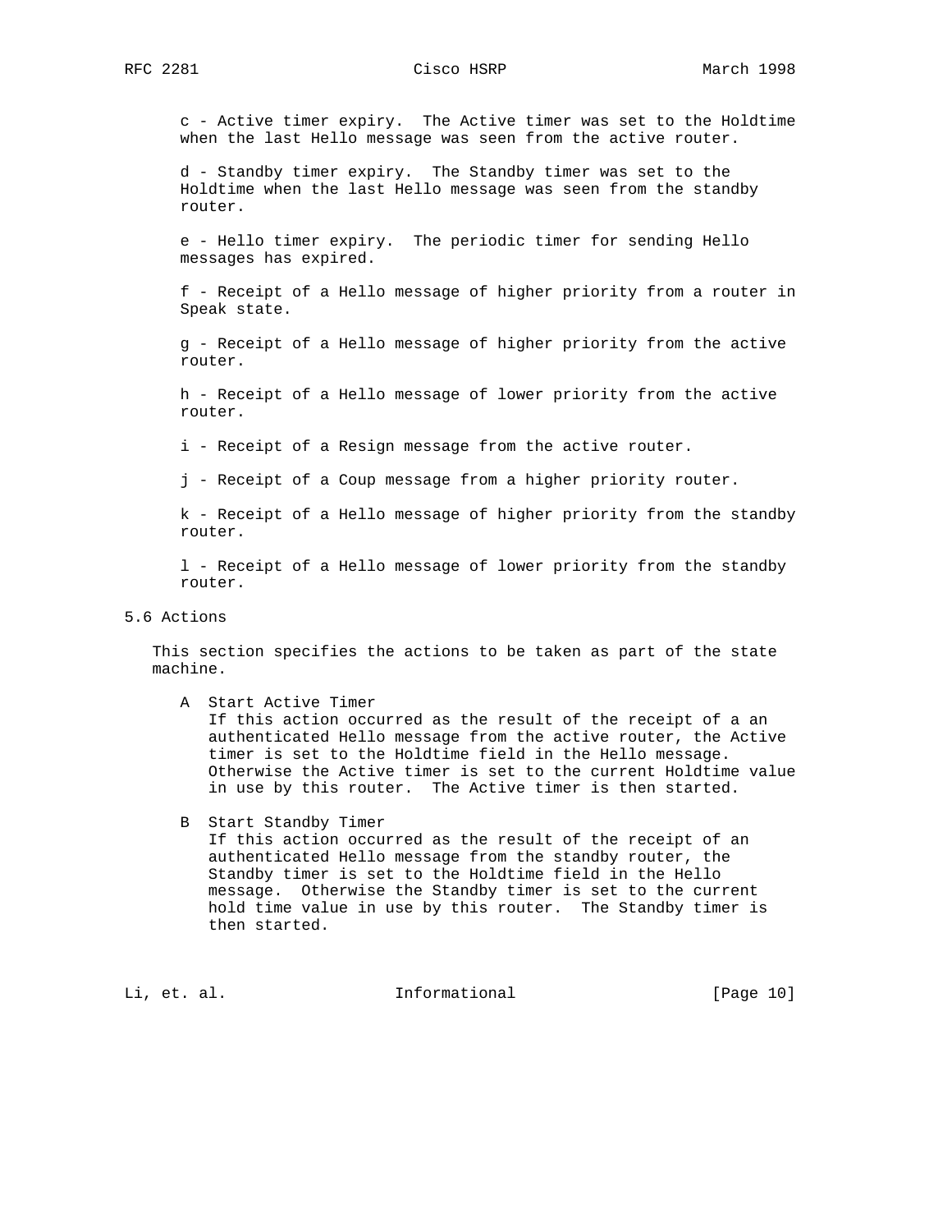c - Active timer expiry. The Active timer was set to the Holdtime when the last Hello message was seen from the active router.

d - Standby timer expiry. The Standby timer was set to the Holdtime when the last Hello message was seen from the standby router.

e - Hello timer expiry. The periodic timer for sending Hello messages has expired.

f - Receipt of a Hello message of higher priority from a router in Speak state.

g - Receipt of a Hello message of higher priority from the active router.

h - Receipt of a Hello message of lower priority from the active router.

i - Receipt of a Resign message from the active router.

j - Receipt of a Coup message from a higher priority router.

k - Receipt of a Hello message of higher priority from the standby router.

l - Receipt of a Hello message of lower priority from the standby router.

### 5.6 Actions

This section specifies the actions to be taken as part of the state machine.

A Start Active Timer
If this action occurred as the result of the receipt of a an authenticated Hello message from the active router, the Active timer is set to the Holdtime field in the Hello message. Otherwise the Active timer is set to the current Holdtime value in use by this router. The Active timer is then started.

B Start Standby Timer
If this action occurred as the result of the receipt of an authenticated Hello message from the standby router, the Standby timer is set to the Holdtime field in the Hello message. Otherwise the Standby timer is set to the current hold time value in use by this router. The Standby timer is then started.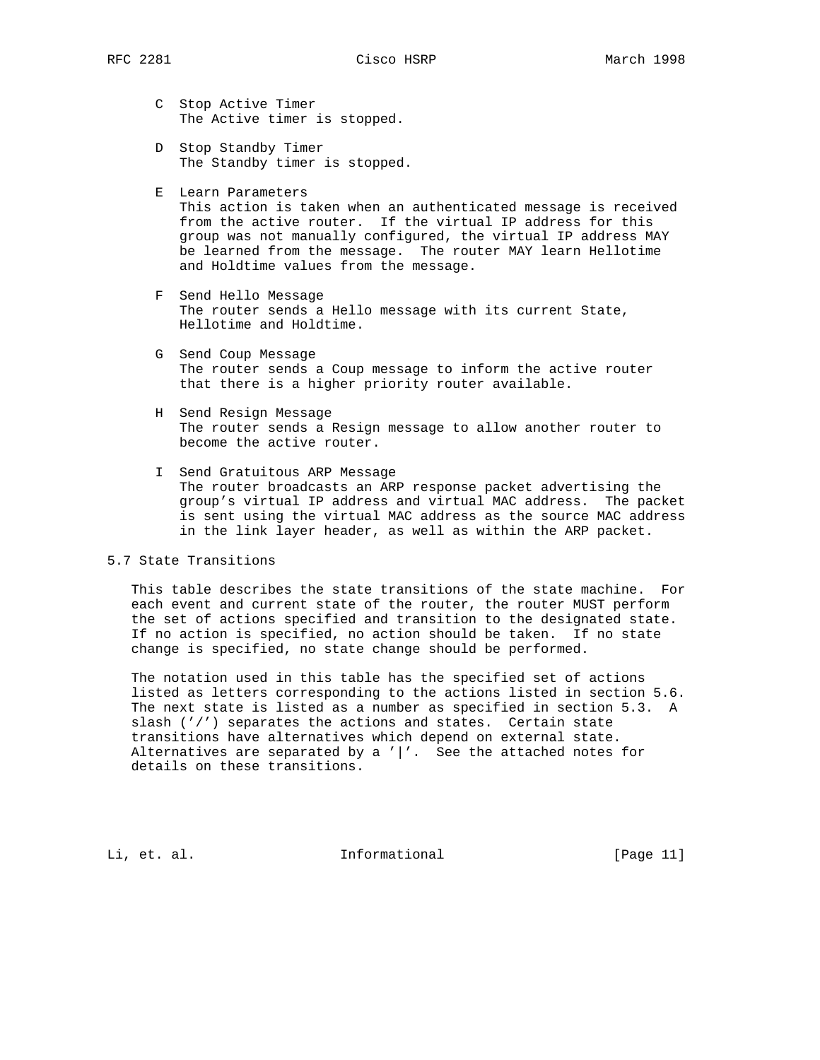C Stop Active Timer
   The Active timer is stopped.

D Stop Standby Timer
   The Standby timer is stopped.

E Learn Parameters
   This action is taken when an authenticated message is received from the active router. If the virtual IP address for this group was not manually configured, the virtual IP address MAY be learned from the message. The router MAY learn Hellotime and Holdtime values from the message.

F Send Hello Message
   The router sends a Hello message with its current State, Hellotime and Holdtime.

G Send Coup Message
   The router sends a Coup message to inform the active router that there is a higher priority router available.

H Send Resign Message
   The router sends a Resign message to allow another router to become the active router.

I Send Gratuitous ARP Message
   The router broadcasts an ARP response packet advertising the group's virtual IP address and virtual MAC address. The packet is sent using the virtual MAC address as the source MAC address in the link layer header, as well as within the ARP packet.

## 5.7 State Transitions

This table describes the state transitions of the state machine. For each event and current state of the router, the router MUST perform the set of actions specified and transition to the designated state. If no action is specified, no action should be taken. If no state change is specified, no state change should be performed.

The notation used in this table has the specified set of actions listed as letters corresponding to the actions listed in section 5.6. The next state is listed as a number as specified in section 5.3. A slash ('/') separates the actions and states. Certain state transitions have alternatives which depend on external state. Alternatives are separated by a '|'. See the attached notes for details on these transitions.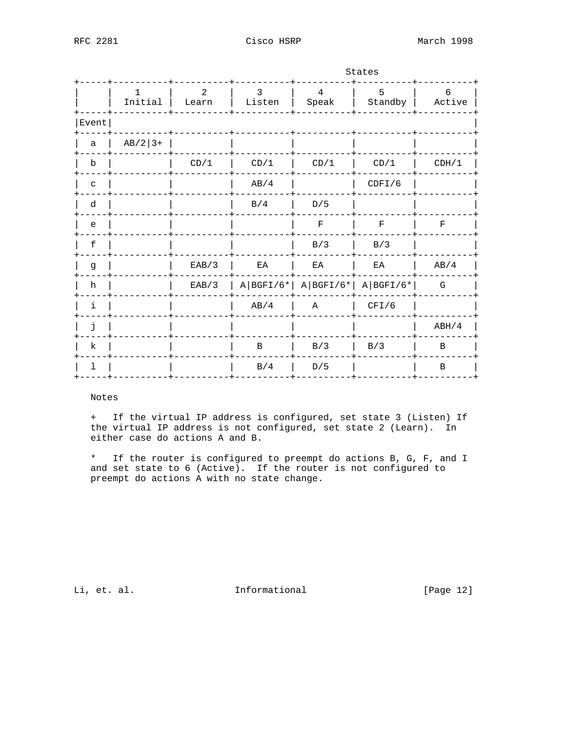| | States | | | | | |
|---|---|---|---|---|---|---|
| | 1 Initial | 2 Learn | 3 Listen | 4 Speak | 5 Standby | 6 Active |
| Event | | | | | | |
| a | AB/2\|3+ | | | | | |
| b | | CD/1 | CD/1 | CD/1 | CD/1 | CDH/1 |
| c | | | AB/4 | | CDFI/6 | |
| d | | | B/4 | D/5 | | |
| e | | | | F | F | F |
| f | | | | B/3 | B/3 | |
| g | | EAB/3 | EA | EA | EA | AB/4 |
| h | | EAB/3 | A\|BGFI/6* | A\|BGFI/6* | A\|BGFI/6* | G |
| i | | | AB/4 | A | CFI/6 | |
| j | | | | | | ABH/4 |
| k | | | B | B/3 | B/3 | B |
| l | | | B/4 | D/5 | | B |

Notes

+ If the virtual IP address is configured, set state 3 (Listen) If the virtual IP address is not configured, set state 2 (Learn). In either case do actions A and B.

* If the router is configured to preempt do actions B, G, F, and I and set state to 6 (Active). If the router is not configured to preempt do actions A with no state change.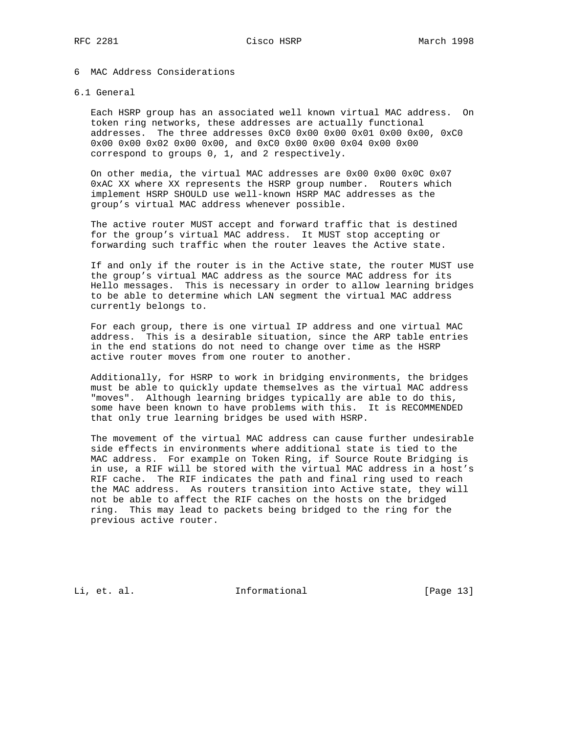# 6 MAC Address Considerations

## 6.1 General

Each HSRP group has an associated well known virtual MAC address. On token ring networks, these addresses are actually functional addresses. The three addresses 0xC0 0x00 0x00 0x01 0x00 0x00, 0xC0 0x00 0x00 0x02 0x00 0x00, and 0xC0 0x00 0x00 0x04 0x00 0x00 correspond to groups 0, 1, and 2 respectively.

On other media, the virtual MAC addresses are 0x00 0x00 0x0C 0x07 0xAC XX where XX represents the HSRP group number. Routers which implement HSRP SHOULD use well-known HSRP MAC addresses as the group's virtual MAC address whenever possible.

The active router MUST accept and forward traffic that is destined for the group's virtual MAC address. It MUST stop accepting or forwarding such traffic when the router leaves the Active state.

If and only if the router is in the Active state, the router MUST use the group's virtual MAC address as the source MAC address for its Hello messages. This is necessary in order to allow learning bridges to be able to determine which LAN segment the virtual MAC address currently belongs to.

For each group, there is one virtual IP address and one virtual MAC address. This is a desirable situation, since the ARP table entries in the end stations do not need to change over time as the HSRP active router moves from one router to another.

Additionally, for HSRP to work in bridging environments, the bridges must be able to quickly update themselves as the virtual MAC address "moves". Although learning bridges typically are able to do this, some have been known to have problems with this. It is RECOMMENDED that only true learning bridges be used with HSRP.

The movement of the virtual MAC address can cause further undesirable side effects in environments where additional state is tied to the MAC address. For example on Token Ring, if Source Route Bridging is in use, a RIF will be stored with the virtual MAC address in a host's RIF cache. The RIF indicates the path and final ring used to reach the MAC address. As routers transition into Active state, they will not be able to affect the RIF caches on the hosts on the bridged ring. This may lead to packets being bridged to the ring for the previous active router.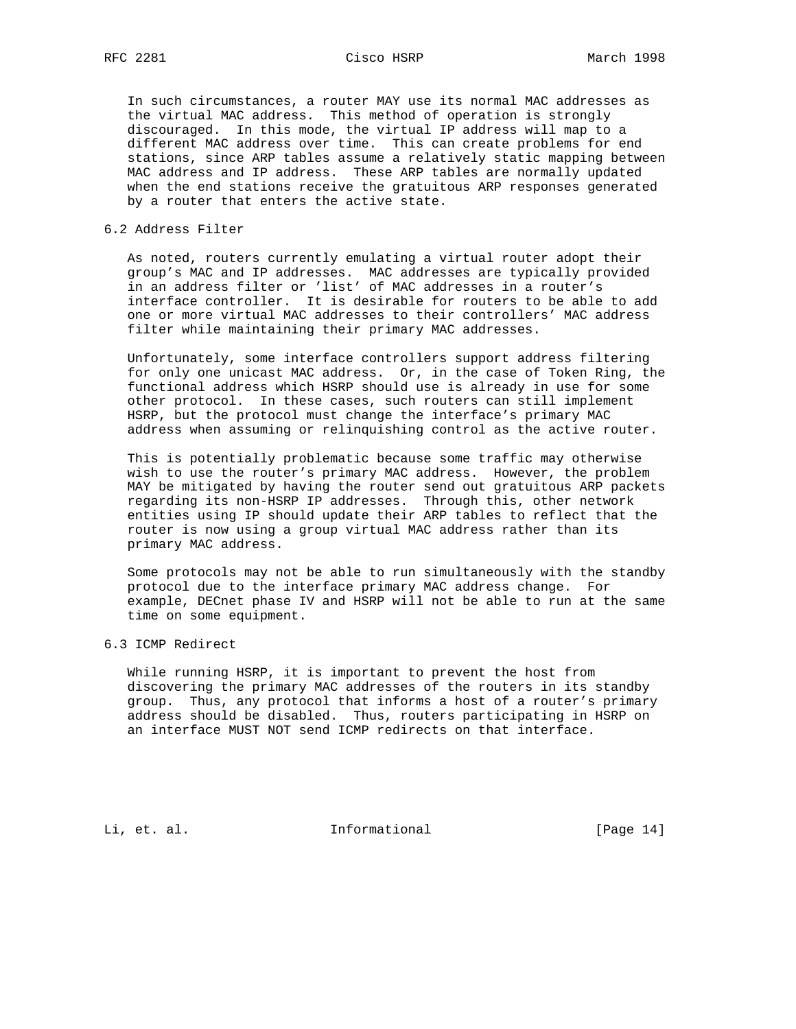In such circumstances, a router MAY use its normal MAC addresses as the virtual MAC address. This method of operation is strongly discouraged. In this mode, the virtual IP address will map to a different MAC address over time. This can create problems for end stations, since ARP tables assume a relatively static mapping between MAC address and IP address. These ARP tables are normally updated when the end stations receive the gratuitous ARP responses generated by a router that enters the active state.

## 6.2 Address Filter

As noted, routers currently emulating a virtual router adopt their group's MAC and IP addresses. MAC addresses are typically provided in an address filter or 'list' of MAC addresses in a router's interface controller. It is desirable for routers to be able to add one or more virtual MAC addresses to their controllers' MAC address filter while maintaining their primary MAC addresses.

Unfortunately, some interface controllers support address filtering for only one unicast MAC address. Or, in the case of Token Ring, the functional address which HSRP should use is already in use for some other protocol. In these cases, such routers can still implement HSRP, but the protocol must change the interface's primary MAC address when assuming or relinquishing control as the active router.

This is potentially problematic because some traffic may otherwise wish to use the router's primary MAC address. However, the problem MAY be mitigated by having the router send out gratuitous ARP packets regarding its non-HSRP IP addresses. Through this, other network entities using IP should update their ARP tables to reflect that the router is now using a group virtual MAC address rather than its primary MAC address.

Some protocols may not be able to run simultaneously with the standby protocol due to the interface primary MAC address change. For example, DECnet phase IV and HSRP will not be able to run at the same time on some equipment.

## 6.3 ICMP Redirect

While running HSRP, it is important to prevent the host from discovering the primary MAC addresses of the routers in its standby group. Thus, any protocol that informs a host of a router's primary address should be disabled. Thus, routers participating in HSRP on an interface MUST NOT send ICMP redirects on that interface.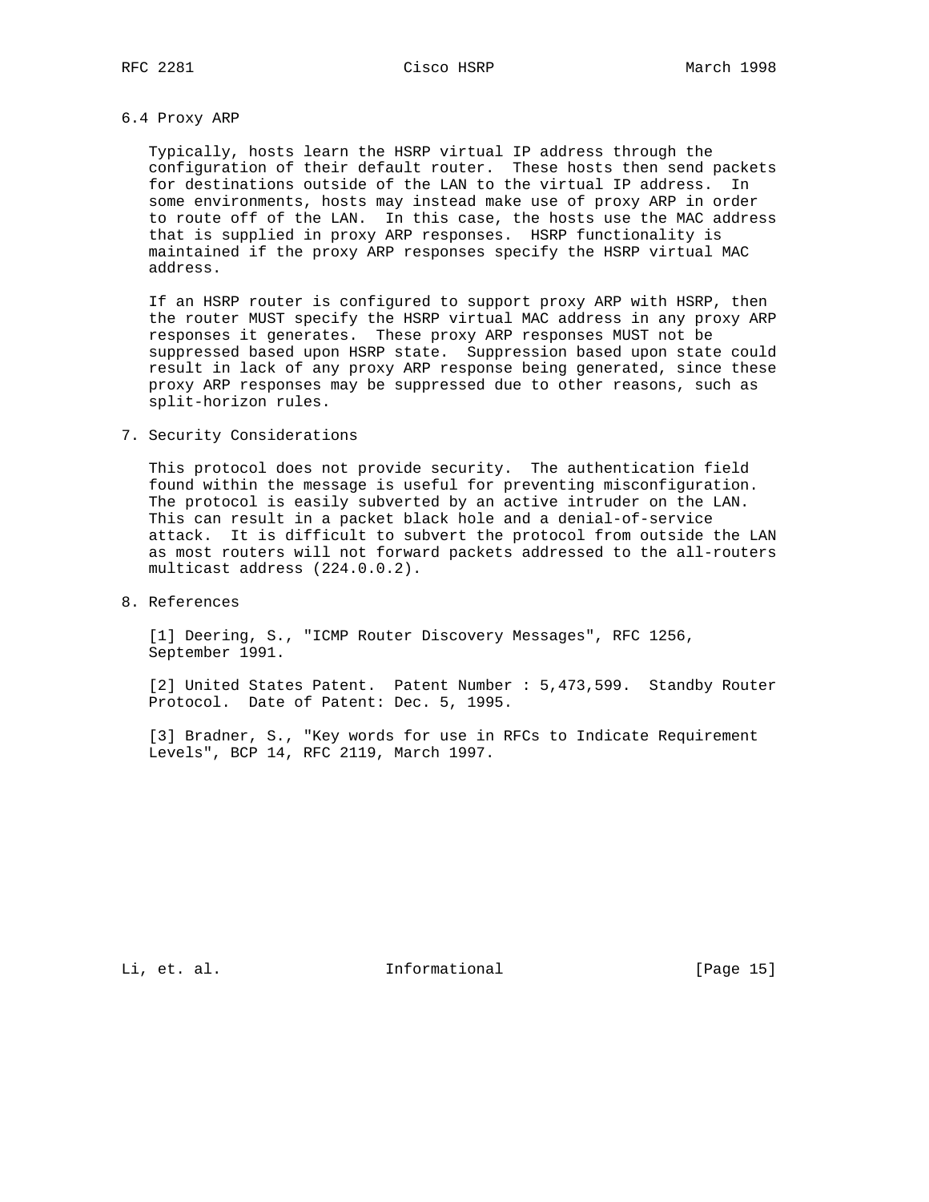### 6.4 Proxy ARP

Typically, hosts learn the HSRP virtual IP address through the configuration of their default router. These hosts then send packets for destinations outside of the LAN to the virtual IP address. In some environments, hosts may instead make use of proxy ARP in order to route off of the LAN. In this case, the hosts use the MAC address that is supplied in proxy ARP responses. HSRP functionality is maintained if the proxy ARP responses specify the HSRP virtual MAC address.

If an HSRP router is configured to support proxy ARP with HSRP, then the router MUST specify the HSRP virtual MAC address in any proxy ARP responses it generates. These proxy ARP responses MUST not be suppressed based upon HSRP state. Suppression based upon state could result in lack of any proxy ARP response being generated, since these proxy ARP responses may be suppressed due to other reasons, such as split-horizon rules.

## 7. Security Considerations

This protocol does not provide security. The authentication field found within the message is useful for preventing misconfiguration. The protocol is easily subverted by an active intruder on the LAN. This can result in a packet black hole and a denial-of-service attack. It is difficult to subvert the protocol from outside the LAN as most routers will not forward packets addressed to the all-routers multicast address (224.0.0.2).

## 8. References

[1] Deering, S., "ICMP Router Discovery Messages", RFC 1256, September 1991.

[2] United States Patent. Patent Number : 5,473,599. Standby Router Protocol. Date of Patent: Dec. 5, 1995.

[3] Bradner, S., "Key words for use in RFCs to Indicate Requirement Levels", BCP 14, RFC 2119, March 1997.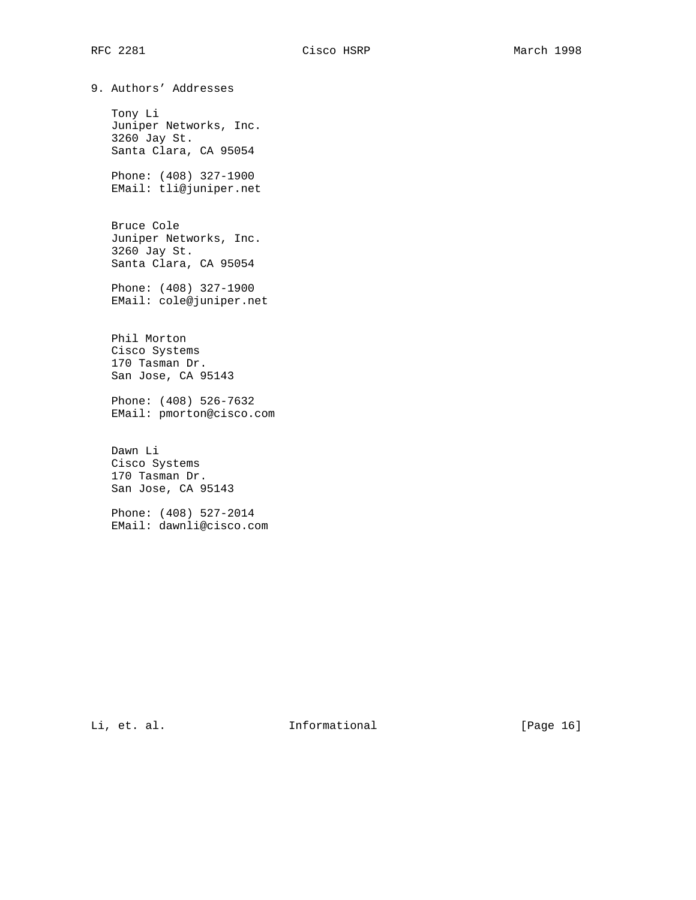## 9. Authors' Addresses

Tony Li
Juniper Networks, Inc.
3260 Jay St.
Santa Clara, CA 95054

Phone: (408) 327-1900
EMail: tli@juniper.net

Bruce Cole
Juniper Networks, Inc.
3260 Jay St.
Santa Clara, CA 95054

Phone: (408) 327-1900
EMail: cole@juniper.net

Phil Morton
Cisco Systems
170 Tasman Dr.
San Jose, CA 95143

Phone: (408) 526-7632
EMail: pmorton@cisco.com

Dawn Li
Cisco Systems
170 Tasman Dr.
San Jose, CA 95143

Phone: (408) 527-2014
EMail: dawnli@cisco.com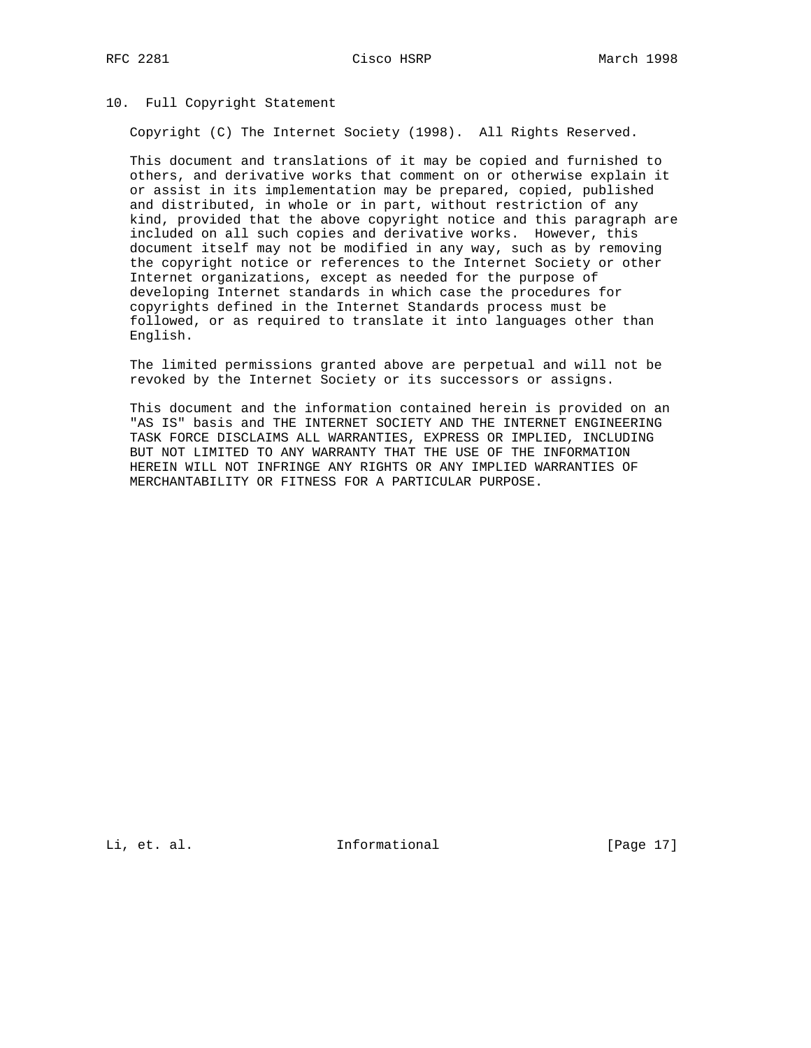## 10. Full Copyright Statement

Copyright (C) The Internet Society (1998). All Rights Reserved.

This document and translations of it may be copied and furnished to others, and derivative works that comment on or otherwise explain it or assist in its implementation may be prepared, copied, published and distributed, in whole or in part, without restriction of any kind, provided that the above copyright notice and this paragraph are included on all such copies and derivative works. However, this document itself may not be modified in any way, such as by removing the copyright notice or references to the Internet Society or other Internet organizations, except as needed for the purpose of developing Internet standards in which case the procedures for copyrights defined in the Internet Standards process must be followed, or as required to translate it into languages other than English.

The limited permissions granted above are perpetual and will not be revoked by the Internet Society or its successors or assigns.

This document and the information contained herein is provided on an "AS IS" basis and THE INTERNET SOCIETY AND THE INTERNET ENGINEERING TASK FORCE DISCLAIMS ALL WARRANTIES, EXPRESS OR IMPLIED, INCLUDING BUT NOT LIMITED TO ANY WARRANTY THAT THE USE OF THE INFORMATION HEREIN WILL NOT INFRINGE ANY RIGHTS OR ANY IMPLIED WARRANTIES OF MERCHANTABILITY OR FITNESS FOR A PARTICULAR PURPOSE.